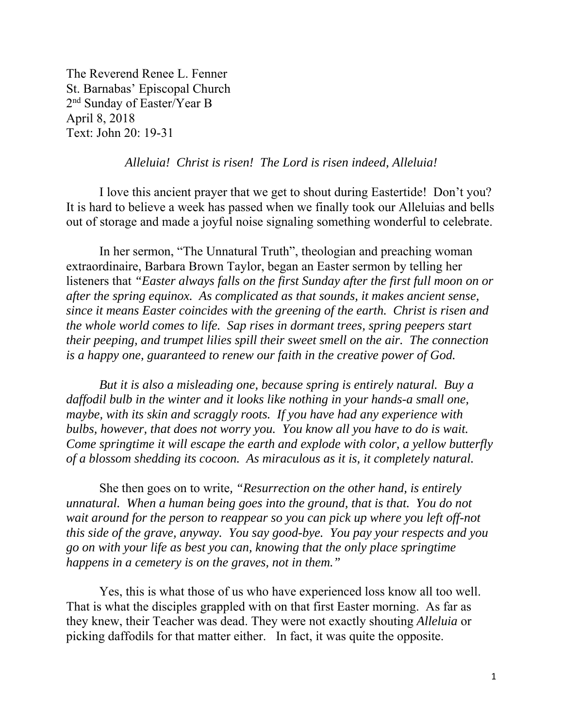The Reverend Renee L. Fenner
St. Barnabas' Episcopal Church
2nd Sunday of Easter/Year B
April 8, 2018
Text: John 20: 19-31

*Alleluia! Christ is risen! The Lord is risen indeed, Alleluia!*

I love this ancient prayer that we get to shout during Eastertide! Don't you? It is hard to believe a week has passed when we finally took our Alleluias and bells out of storage and made a joyful noise signaling something wonderful to celebrate.

In her sermon, "The Unnatural Truth", theologian and preaching woman extraordinaire, Barbara Brown Taylor, began an Easter sermon by telling her listeners that *"Easter always falls on the first Sunday after the first full moon on or after the spring equinox. As complicated as that sounds, it makes ancient sense, since it means Easter coincides with the greening of the earth. Christ is risen and the whole world comes to life. Sap rises in dormant trees, spring peepers start their peeping, and trumpet lilies spill their sweet smell on the air. The connection is a happy one, guaranteed to renew our faith in the creative power of God.*

*But it is also a misleading one, because spring is entirely natural. Buy a daffodil bulb in the winter and it looks like nothing in your hands-a small one, maybe, with its skin and scraggly roots. If you have had any experience with bulbs, however, that does not worry you. You know all you have to do is wait. Come springtime it will escape the earth and explode with color, a yellow butterfly of a blossom shedding its cocoon. As miraculous as it is, it completely natural.*

She then goes on to write, *"Resurrection on the other hand, is entirely unnatural. When a human being goes into the ground, that is that. You do not wait around for the person to reappear so you can pick up where you left off-not this side of the grave, anyway. You say good-bye. You pay your respects and you go on with your life as best you can, knowing that the only place springtime happens in a cemetery is on the graves, not in them."*

Yes, this is what those of us who have experienced loss know all too well. That is what the disciples grappled with on that first Easter morning. As far as they knew, their Teacher was dead. They were not exactly shouting *Alleluia* or picking daffodils for that matter either. In fact, it was quite the opposite.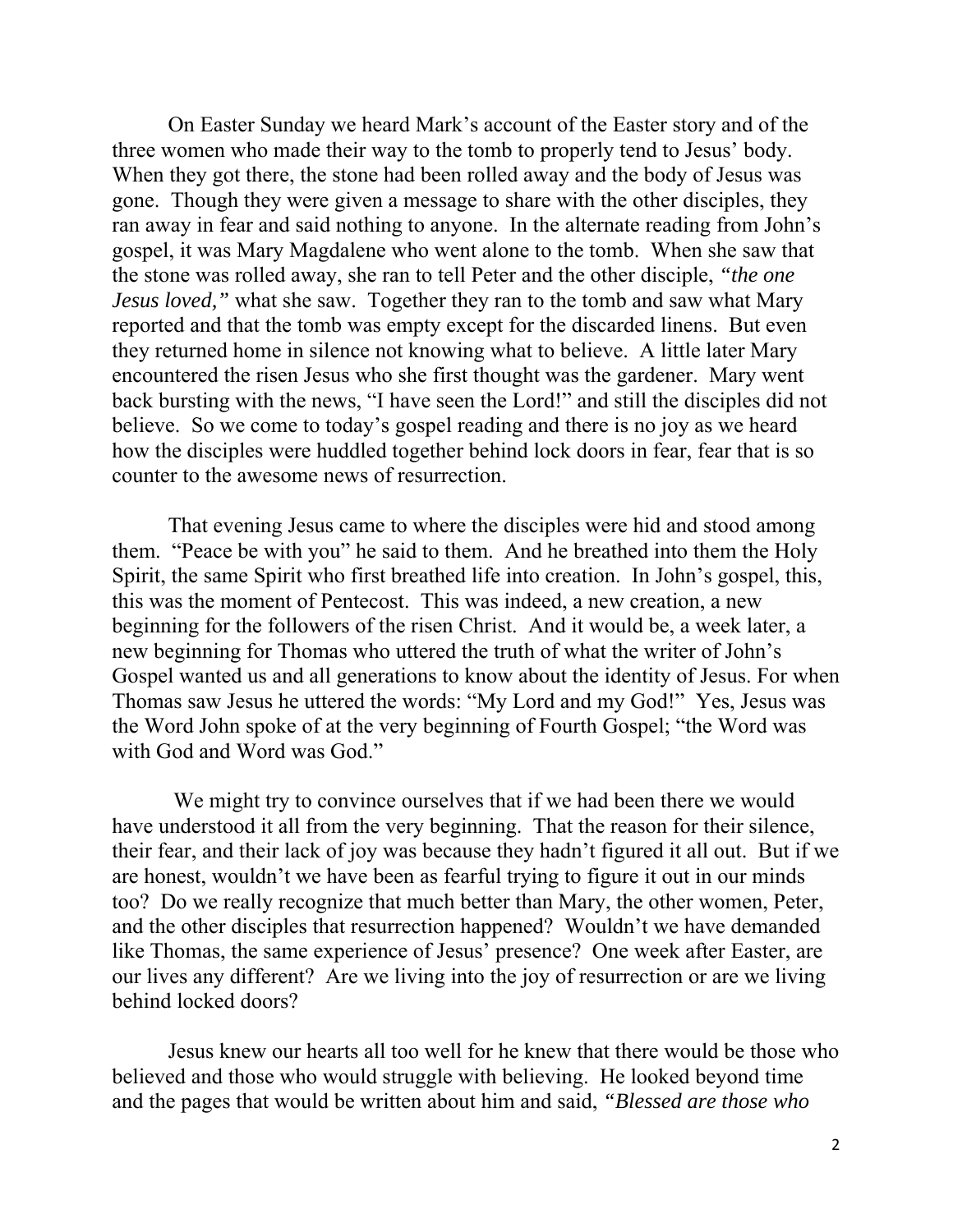On Easter Sunday we heard Mark's account of the Easter story and of the three women who made their way to the tomb to properly tend to Jesus' body. When they got there, the stone had been rolled away and the body of Jesus was gone. Though they were given a message to share with the other disciples, they ran away in fear and said nothing to anyone. In the alternate reading from John's gospel, it was Mary Magdalene who went alone to the tomb. When she saw that the stone was rolled away, she ran to tell Peter and the other disciple, *"the one Jesus loved,"* what she saw. Together they ran to the tomb and saw what Mary reported and that the tomb was empty except for the discarded linens. But even they returned home in silence not knowing what to believe. A little later Mary encountered the risen Jesus who she first thought was the gardener. Mary went back bursting with the news, "I have seen the Lord!" and still the disciples did not believe. So we come to today's gospel reading and there is no joy as we heard how the disciples were huddled together behind lock doors in fear, fear that is so counter to the awesome news of resurrection.

That evening Jesus came to where the disciples were hid and stood among them. "Peace be with you" he said to them. And he breathed into them the Holy Spirit, the same Spirit who first breathed life into creation. In John's gospel, this, this was the moment of Pentecost. This was indeed, a new creation, a new beginning for the followers of the risen Christ. And it would be, a week later, a new beginning for Thomas who uttered the truth of what the writer of John's Gospel wanted us and all generations to know about the identity of Jesus. For when Thomas saw Jesus he uttered the words: "My Lord and my God!" Yes, Jesus was the Word John spoke of at the very beginning of Fourth Gospel; "the Word was with God and Word was God."

We might try to convince ourselves that if we had been there we would have understood it all from the very beginning. That the reason for their silence, their fear, and their lack of joy was because they hadn't figured it all out. But if we are honest, wouldn't we have been as fearful trying to figure it out in our minds too? Do we really recognize that much better than Mary, the other women, Peter, and the other disciples that resurrection happened? Wouldn't we have demanded like Thomas, the same experience of Jesus' presence? One week after Easter, are our lives any different? Are we living into the joy of resurrection or are we living behind locked doors?

Jesus knew our hearts all too well for he knew that there would be those who believed and those who would struggle with believing. He looked beyond time and the pages that would be written about him and said, *"Blessed are those who*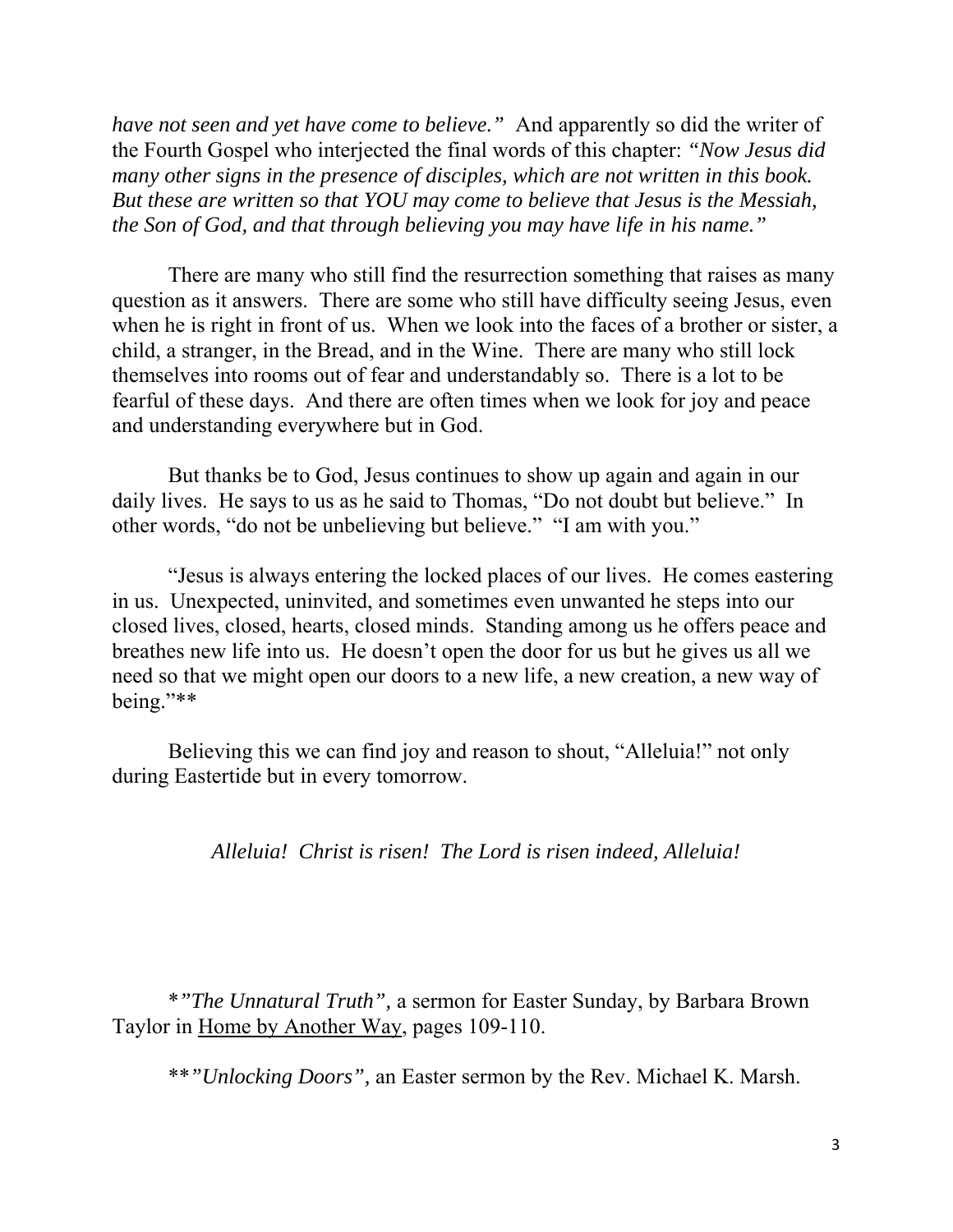*have not seen and yet have come to believe."* And apparently so did the writer of the Fourth Gospel who interjected the final words of this chapter: *"Now Jesus did many other signs in the presence of disciples, which are not written in this book. But these are written so that YOU may come to believe that Jesus is the Messiah, the Son of God, and that through believing you may have life in his name."*

There are many who still find the resurrection something that raises as many question as it answers. There are some who still have difficulty seeing Jesus, even when he is right in front of us. When we look into the faces of a brother or sister, a child, a stranger, in the Bread, and in the Wine. There are many who still lock themselves into rooms out of fear and understandably so. There is a lot to be fearful of these days. And there are often times when we look for joy and peace and understanding everywhere but in God.

But thanks be to God, Jesus continues to show up again and again in our daily lives. He says to us as he said to Thomas, "Do not doubt but believe." In other words, "do not be unbelieving but believe." "I am with you."

"Jesus is always entering the locked places of our lives. He comes eastering in us. Unexpected, uninvited, and sometimes even unwanted he steps into our closed lives, closed, hearts, closed minds. Standing among us he offers peace and breathes new life into us. He doesn't open the door for us but he gives us all we need so that we might open our doors to a new life, a new creation, a new way of being."**

Believing this we can find joy and reason to shout, "Alleluia!" not only during Eastertide but in every tomorrow.

*Alleluia! Christ is risen! The Lord is risen indeed, Alleluia!*

**"The Unnatural Truth",* a sermon for Easter Sunday, by Barbara Brown Taylor in <u>Home by Another Way</u>, pages 109-110.

***"Unlocking Doors",* an Easter sermon by the Rev. Michael K. Marsh.